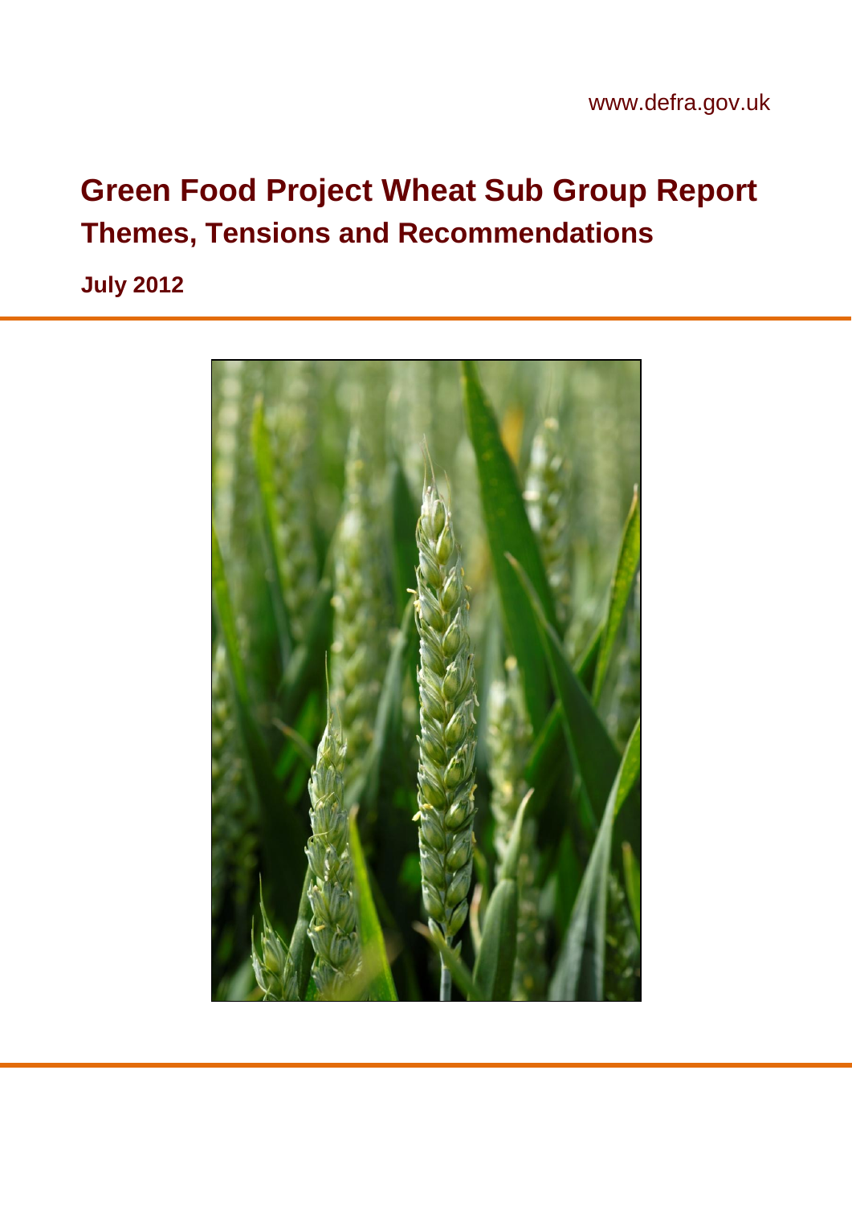www.defra.gov.uk

# Green Food Project Wheat Sub Group Report

## Themes, Tensions and Recommendations

**July 2012**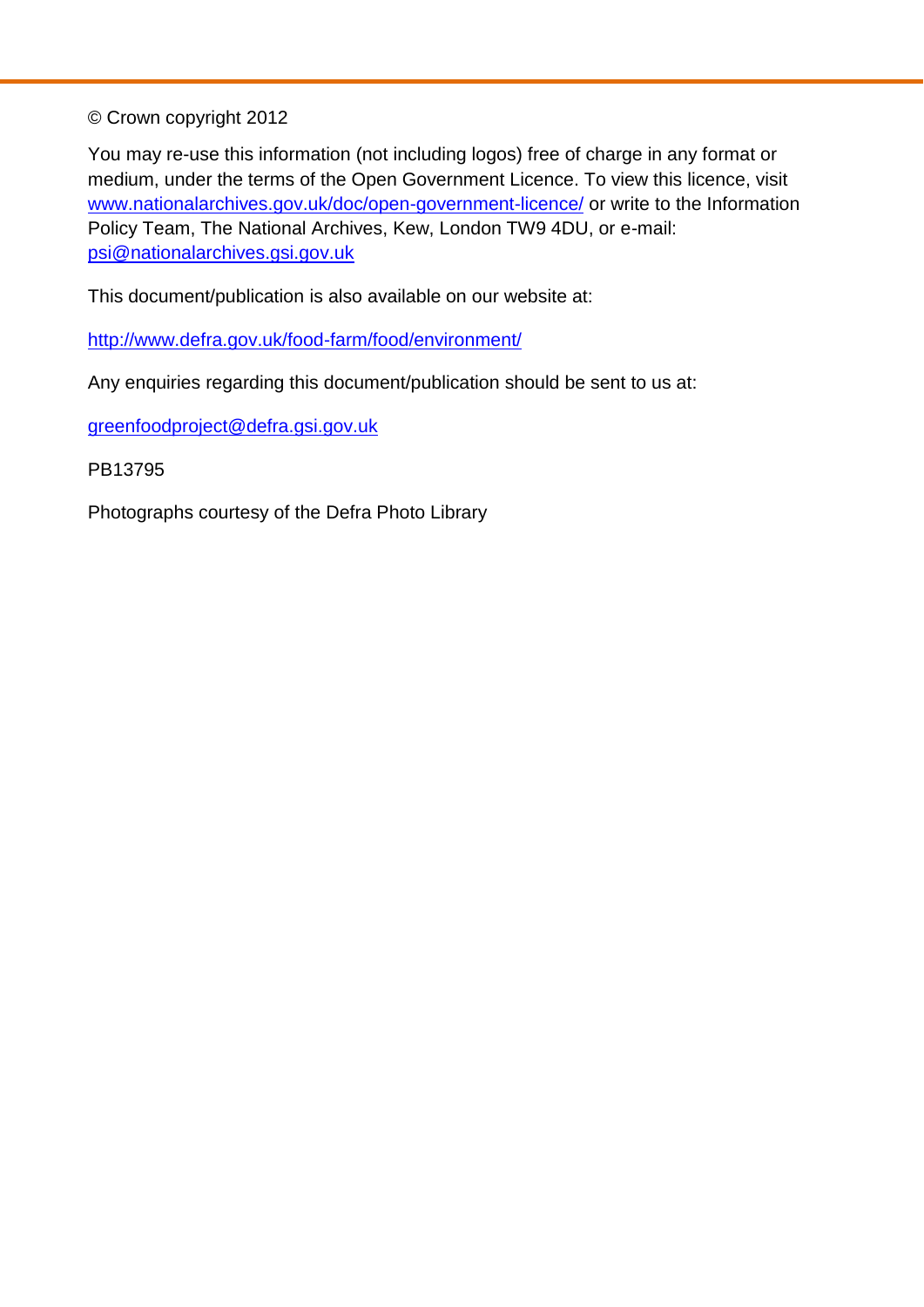© Crown copyright 2012

You may re-use this information (not including logos) free of charge in any format or medium, under the terms of the Open Government Licence. To view this licence, visit www.nationalarchives.gov.uk/doc/open-government-licence/ or write to the Information Policy Team, The National Archives, Kew, London TW9 4DU, or e-mail: psi@nationalarchives.gsi.gov.uk

This document/publication is also available on our website at:

http://www.defra.gov.uk/food-farm/food/environment/

Any enquiries regarding this document/publication should be sent to us at:

greenfoodproject@defra.gsi.gov.uk

PB13795

Photographs courtesy of the Defra Photo Library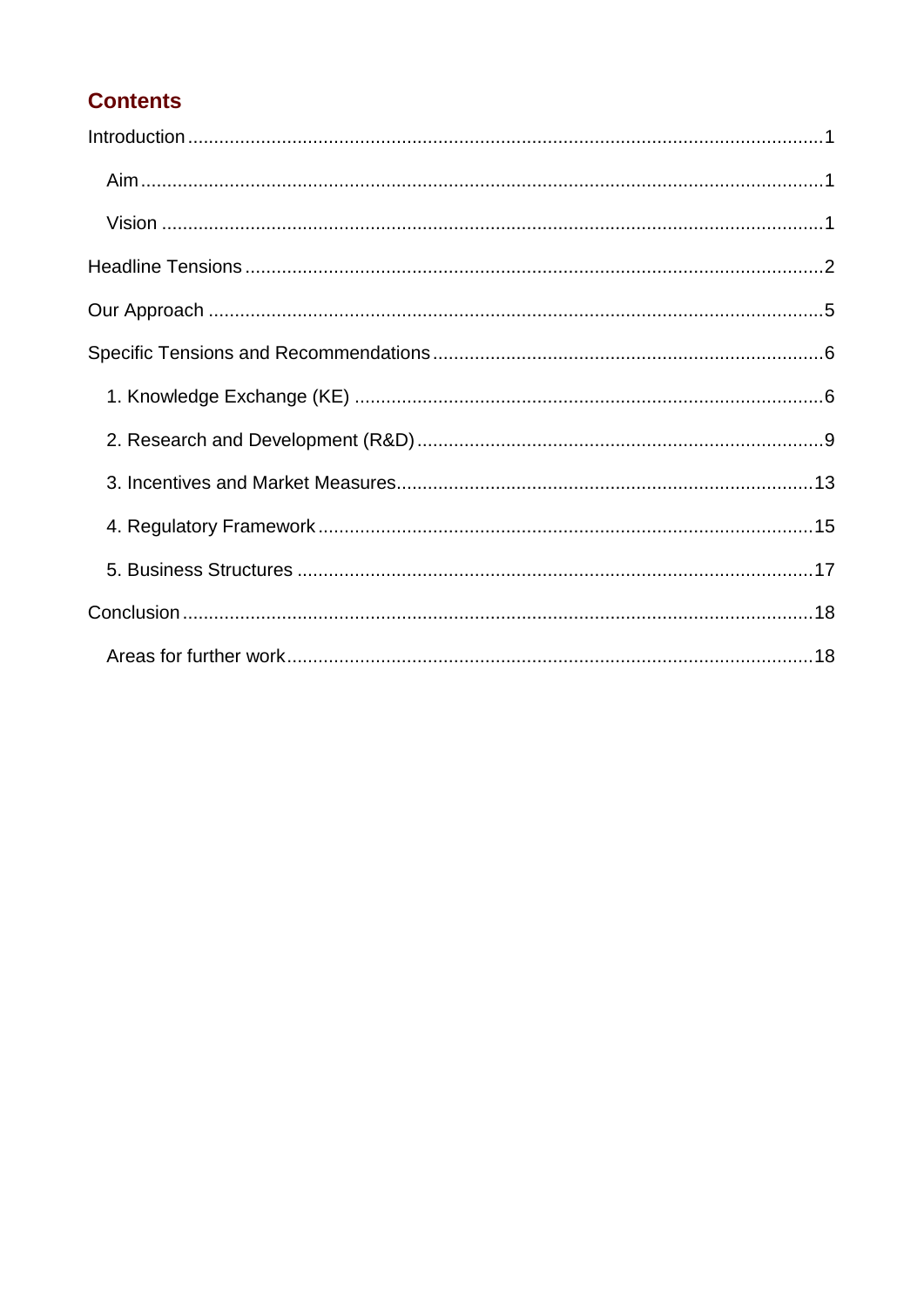## Contents

- Introduction ........ 1
  - Aim ........ 1
  - Vision ........ 1
- Headline Tensions ........ 2
- Our Approach ........ 5
- Specific Tensions and Recommendations ........ 6
  - 1. Knowledge Exchange (KE) ........ 6
  - 2. Research and Development (R&D) ........ 9
  - 3. Incentives and Market Measures ........ 13
  - 4. Regulatory Framework ........ 15
  - 5. Business Structures ........ 17
- Conclusion ........ 18
  - Areas for further work ........ 18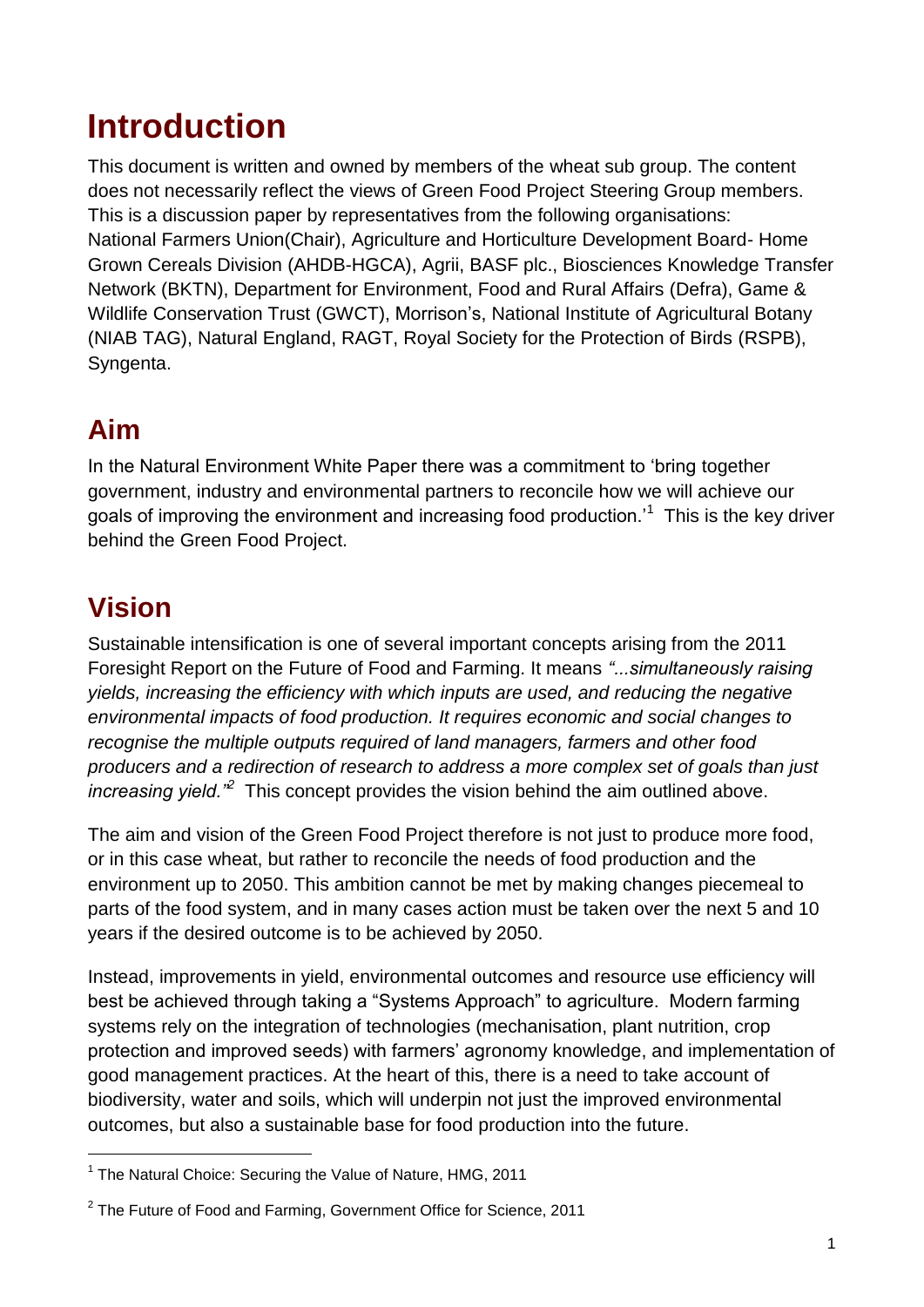# Introduction

This document is written and owned by members of the wheat sub group. The content does not necessarily reflect the views of Green Food Project Steering Group members. This is a discussion paper by representatives from the following organisations: National Farmers Union(Chair), Agriculture and Horticulture Development Board- Home Grown Cereals Division (AHDB-HGCA), Agrii, BASF plc., Biosciences Knowledge Transfer Network (BKTN), Department for Environment, Food and Rural Affairs (Defra), Game & Wildlife Conservation Trust (GWCT), Morrison's, National Institute of Agricultural Botany (NIAB TAG), Natural England, RAGT, Royal Society for the Protection of Birds (RSPB), Syngenta.

## Aim

In the Natural Environment White Paper there was a commitment to 'bring together government, industry and environmental partners to reconcile how we will achieve our goals of improving the environment and increasing food production.'[1] This is the key driver behind the Green Food Project.

## Vision

Sustainable intensification is one of several important concepts arising from the 2011 Foresight Report on the Future of Food and Farming. It means *"...simultaneously raising yields, increasing the efficiency with which inputs are used, and reducing the negative environmental impacts of food production. It requires economic and social changes to recognise the multiple outputs required of land managers, farmers and other food producers and a redirection of research to address a more complex set of goals than just increasing yield."*[2] This concept provides the vision behind the aim outlined above.

The aim and vision of the Green Food Project therefore is not just to produce more food, or in this case wheat, but rather to reconcile the needs of food production and the environment up to 2050. This ambition cannot be met by making changes piecemeal to parts of the food system, and in many cases action must be taken over the next 5 and 10 years if the desired outcome is to be achieved by 2050.

Instead, improvements in yield, environmental outcomes and resource use efficiency will best be achieved through taking a "Systems Approach" to agriculture. Modern farming systems rely on the integration of technologies (mechanisation, plant nutrition, crop protection and improved seeds) with farmers' agronomy knowledge, and implementation of good management practices. At the heart of this, there is a need to take account of biodiversity, water and soils, which will underpin not just the improved environmental outcomes, but also a sustainable base for food production into the future.

---

[1] The Natural Choice: Securing the Value of Nature, HMG, 2011

[2] The Future of Food and Farming, Government Office for Science, 2011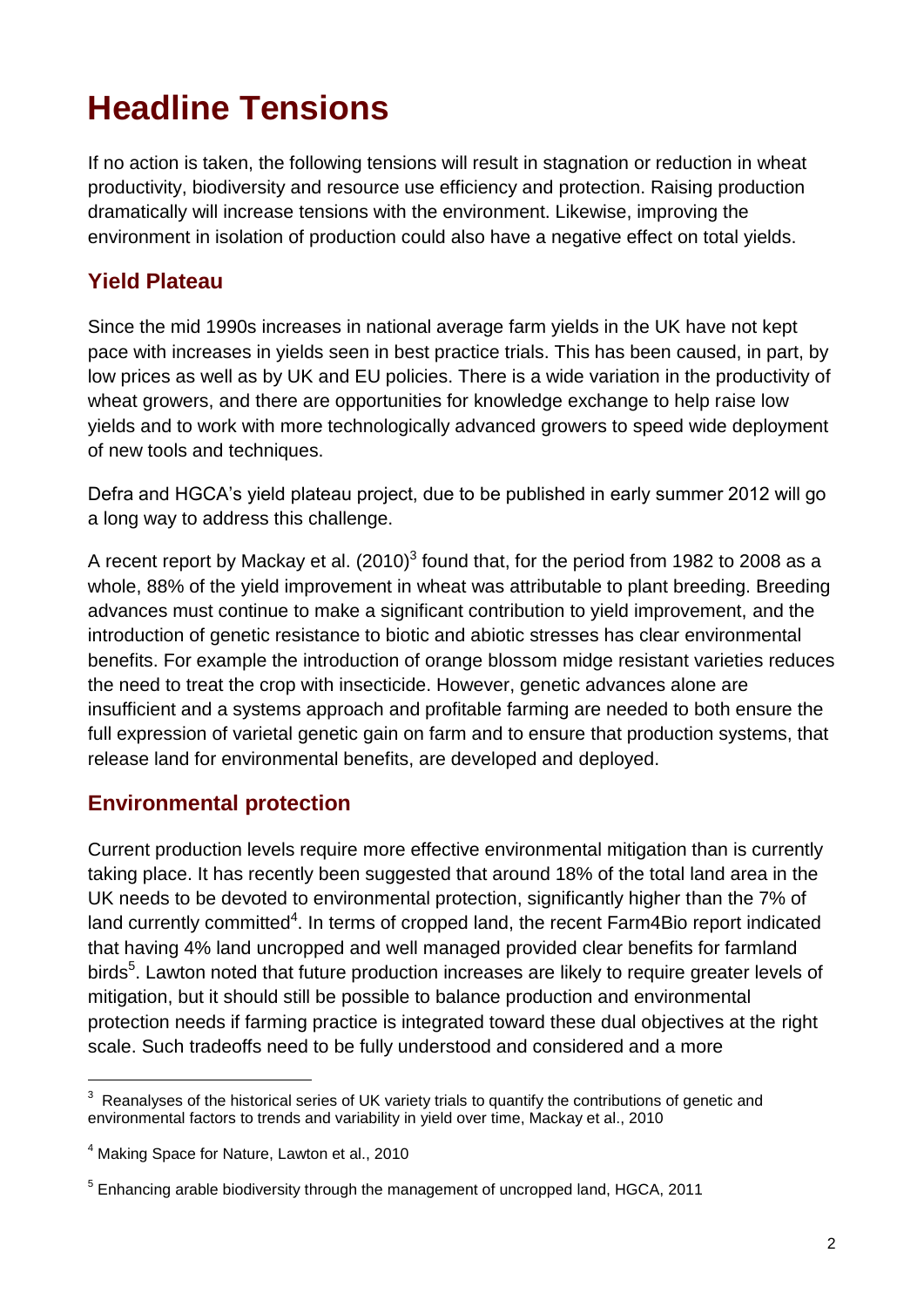# Headline Tensions

If no action is taken, the following tensions will result in stagnation or reduction in wheat productivity, biodiversity and resource use efficiency and protection. Raising production dramatically will increase tensions with the environment. Likewise, improving the environment in isolation of production could also have a negative effect on total yields.

## Yield Plateau

Since the mid 1990s increases in national average farm yields in the UK have not kept pace with increases in yields seen in best practice trials. This has been caused, in part, by low prices as well as by UK and EU policies. There is a wide variation in the productivity of wheat growers, and there are opportunities for knowledge exchange to help raise low yields and to work with more technologically advanced growers to speed wide deployment of new tools and techniques.

Defra and HGCA's yield plateau project, due to be published in early summer 2012 will go a long way to address this challenge.

A recent report by Mackay et al. (2010)[3] found that, for the period from 1982 to 2008 as a whole, 88% of the yield improvement in wheat was attributable to plant breeding. Breeding advances must continue to make a significant contribution to yield improvement, and the introduction of genetic resistance to biotic and abiotic stresses has clear environmental benefits. For example the introduction of orange blossom midge resistant varieties reduces the need to treat the crop with insecticide. However, genetic advances alone are insufficient and a systems approach and profitable farming are needed to both ensure the full expression of varietal genetic gain on farm and to ensure that production systems, that release land for environmental benefits, are developed and deployed.

## Environmental protection

Current production levels require more effective environmental mitigation than is currently taking place. It has recently been suggested that around 18% of the total land area in the UK needs to be devoted to environmental protection, significantly higher than the 7% of land currently committed[4]. In terms of cropped land, the recent Farm4Bio report indicated that having 4% land uncropped and well managed provided clear benefits for farmland birds[5]. Lawton noted that future production increases are likely to require greater levels of mitigation, but it should still be possible to balance production and environmental protection needs if farming practice is integrated toward these dual objectives at the right scale. Such tradeoffs need to be fully understood and considered and a more

---

[3] Reanalyses of the historical series of UK variety trials to quantify the contributions of genetic and environmental factors to trends and variability in yield over time, Mackay et al., 2010

[4] Making Space for Nature, Lawton et al., 2010

[5] Enhancing arable biodiversity through the management of uncropped land, HGCA, 2011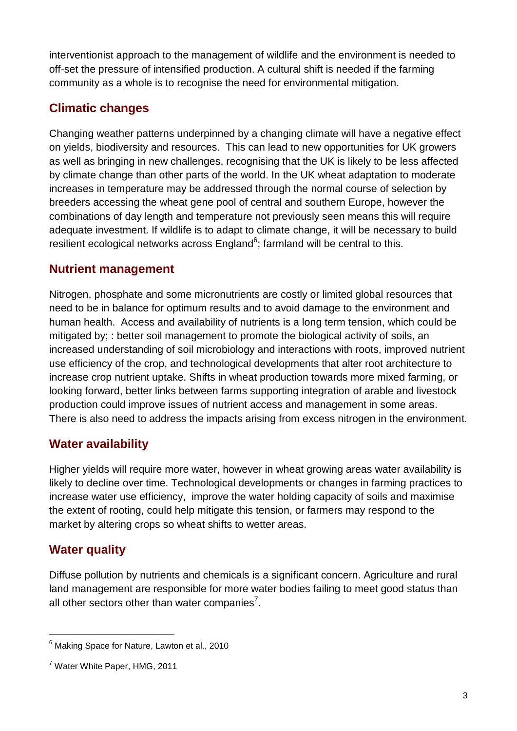interventionist approach to the management of wildlife and the environment is needed to off-set the pressure of intensified production. A cultural shift is needed if the farming community as a whole is to recognise the need for environmental mitigation.

## Climatic changes

Changing weather patterns underpinned by a changing climate will have a negative effect on yields, biodiversity and resources. This can lead to new opportunities for UK growers as well as bringing in new challenges, recognising that the UK is likely to be less affected by climate change than other parts of the world. In the UK wheat adaptation to moderate increases in temperature may be addressed through the normal course of selection by breeders accessing the wheat gene pool of central and southern Europe, however the combinations of day length and temperature not previously seen means this will require adequate investment. If wildlife is to adapt to climate change, it will be necessary to build resilient ecological networks across England[6]; farmland will be central to this.

## Nutrient management

Nitrogen, phosphate and some micronutrients are costly or limited global resources that need to be in balance for optimum results and to avoid damage to the environment and human health. Access and availability of nutrients is a long term tension, which could be mitigated by; : better soil management to promote the biological activity of soils, an increased understanding of soil microbiology and interactions with roots, improved nutrient use efficiency of the crop, and technological developments that alter root architecture to increase crop nutrient uptake. Shifts in wheat production towards more mixed farming, or looking forward, better links between farms supporting integration of arable and livestock production could improve issues of nutrient access and management in some areas. There is also need to address the impacts arising from excess nitrogen in the environment.

## Water availability

Higher yields will require more water, however in wheat growing areas water availability is likely to decline over time. Technological developments or changes in farming practices to increase water use efficiency, improve the water holding capacity of soils and maximise the extent of rooting, could help mitigate this tension, or farmers may respond to the market by altering crops so wheat shifts to wetter areas.

## Water quality

Diffuse pollution by nutrients and chemicals is a significant concern. Agriculture and rural land management are responsible for more water bodies failing to meet good status than all other sectors other than water companies[7].

---

[6] Making Space for Nature, Lawton et al., 2010

[7] Water White Paper, HMG, 2011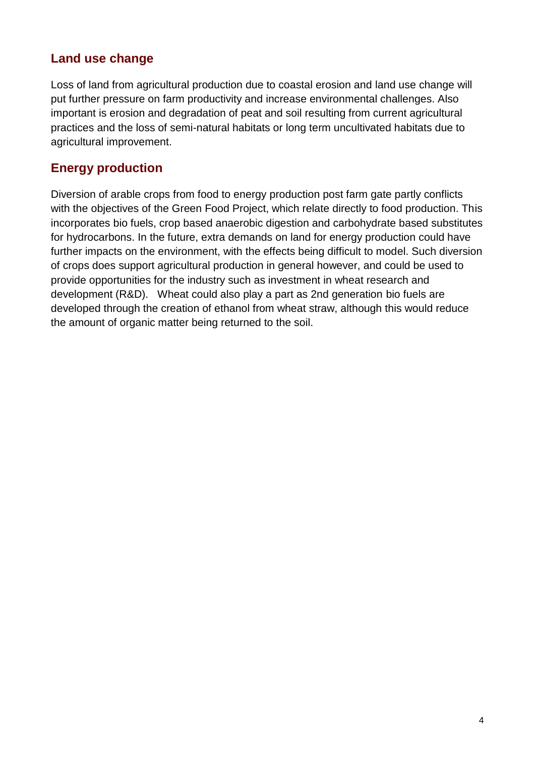## Land use change

Loss of land from agricultural production due to coastal erosion and land use change will put further pressure on farm productivity and increase environmental challenges. Also important is erosion and degradation of peat and soil resulting from current agricultural practices and the loss of semi-natural habitats or long term uncultivated habitats due to agricultural improvement.

## Energy production

Diversion of arable crops from food to energy production post farm gate partly conflicts with the objectives of the Green Food Project, which relate directly to food production. This incorporates bio fuels, crop based anaerobic digestion and carbohydrate based substitutes for hydrocarbons. In the future, extra demands on land for energy production could have further impacts on the environment, with the effects being difficult to model. Such diversion of crops does support agricultural production in general however, and could be used to provide opportunities for the industry such as investment in wheat research and development (R&D). Wheat could also play a part as 2nd generation bio fuels are developed through the creation of ethanol from wheat straw, although this would reduce the amount of organic matter being returned to the soil.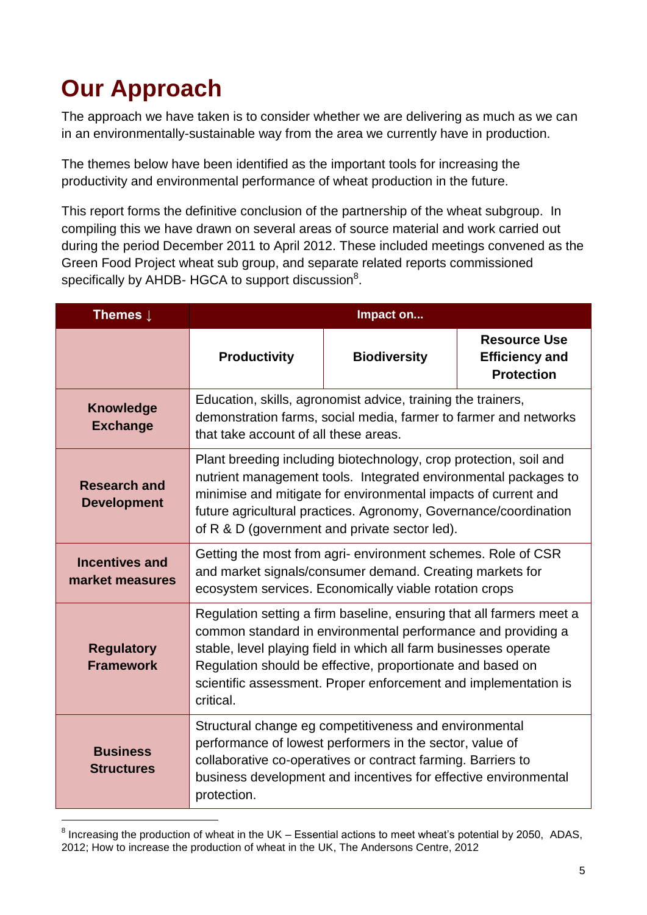# Our Approach

The approach we have taken is to consider whether we are delivering as much as we can in an environmentally-sustainable way from the area we currently have in production.

The themes below have been identified as the important tools for increasing the productivity and environmental performance of wheat production in the future.

This report forms the definitive conclusion of the partnership of the wheat subgroup. In compiling this we have drawn on several areas of source material and work carried out during the period December 2011 to April 2012. These included meetings convened as the Green Food Project wheat sub group, and separate related reports commissioned specifically by AHDB- HGCA to support discussion[8].

| Themes ↓ | Impact on... | | |
|---|---|---|---|
| | **Productivity** | **Biodiversity** | **Resource Use Efficiency and Protection** |
| **Knowledge Exchange** | Education, skills, agronomist advice, training the trainers, demonstration farms, social media, farmer to farmer and networks that take account of all these areas. | | |
| **Research and Development** | Plant breeding including biotechnology, crop protection, soil and nutrient management tools. Integrated environmental packages to minimise and mitigate for environmental impacts of current and future agricultural practices. Agronomy, Governance/coordination of R & D (government and private sector led). | | |
| **Incentives and market measures** | Getting the most from agri- environment schemes. Role of CSR and market signals/consumer demand. Creating markets for ecosystem services. Economically viable rotation crops | | |
| **Regulatory Framework** | Regulation setting a firm baseline, ensuring that all farmers meet a common standard in environmental performance and providing a stable, level playing field in which all farm businesses operate Regulation should be effective, proportionate and based on scientific assessment. Proper enforcement and implementation is critical. | | |
| **Business Structures** | Structural change eg competitiveness and environmental performance of lowest performers in the sector, value of collaborative co-operatives or contract farming. Barriers to business development and incentives for effective environmental protection. | | |

[8] Increasing the production of wheat in the UK – Essential actions to meet wheat's potential by 2050, ADAS, 2012; How to increase the production of wheat in the UK, The Andersons Centre, 2012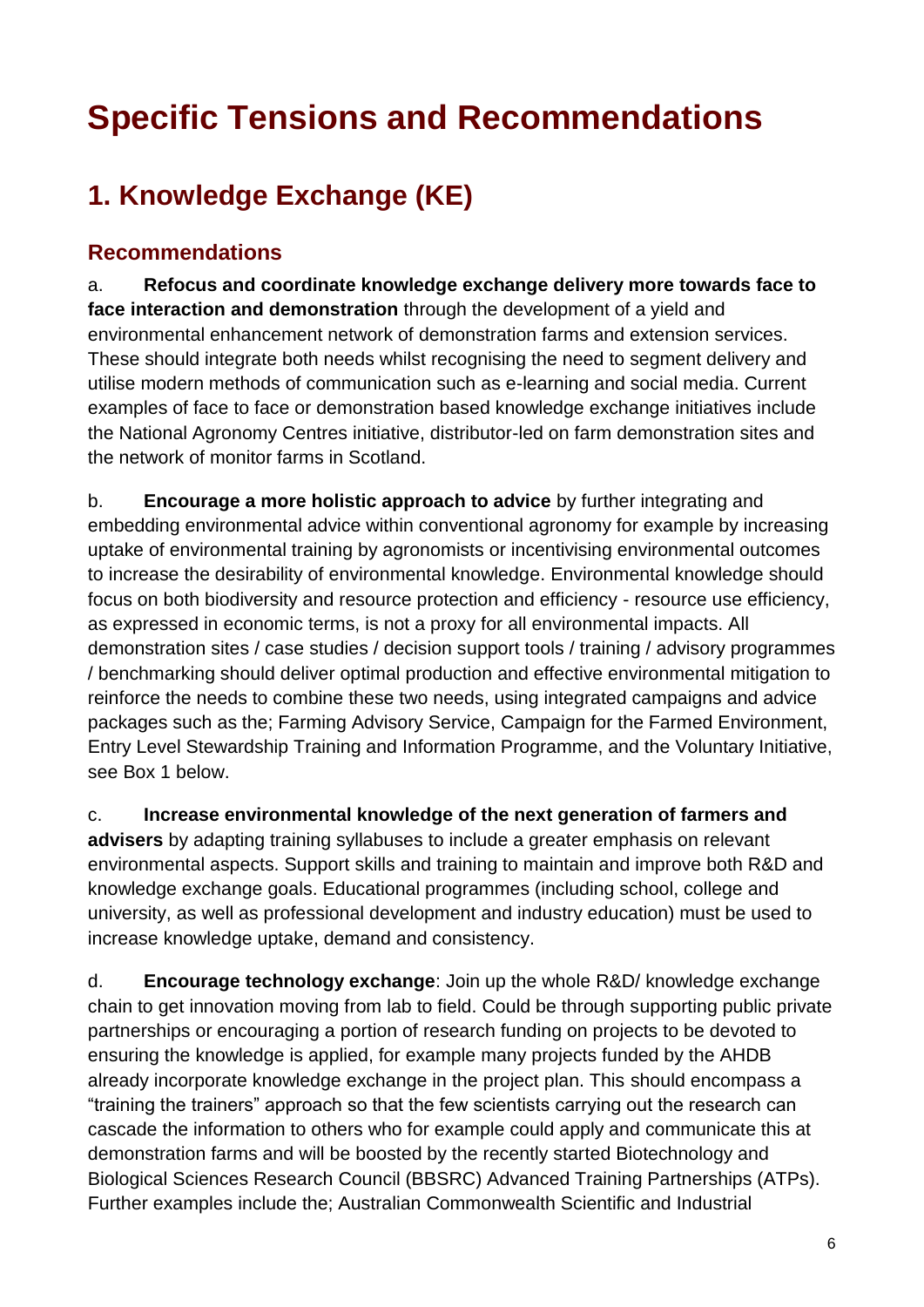# Specific Tensions and Recommendations

## 1. Knowledge Exchange (KE)

### Recommendations

a. **Refocus and coordinate knowledge exchange delivery more towards face to face interaction and demonstration** through the development of a yield and environmental enhancement network of demonstration farms and extension services. These should integrate both needs whilst recognising the need to segment delivery and utilise modern methods of communication such as e-learning and social media. Current examples of face to face or demonstration based knowledge exchange initiatives include the National Agronomy Centres initiative, distributor-led on farm demonstration sites and the network of monitor farms in Scotland.

b. **Encourage a more holistic approach to advice** by further integrating and embedding environmental advice within conventional agronomy for example by increasing uptake of environmental training by agronomists or incentivising environmental outcomes to increase the desirability of environmental knowledge. Environmental knowledge should focus on both biodiversity and resource protection and efficiency - resource use efficiency, as expressed in economic terms, is not a proxy for all environmental impacts. All demonstration sites / case studies / decision support tools / training / advisory programmes / benchmarking should deliver optimal production and effective environmental mitigation to reinforce the needs to combine these two needs, using integrated campaigns and advice packages such as the; Farming Advisory Service, Campaign for the Farmed Environment, Entry Level Stewardship Training and Information Programme, and the Voluntary Initiative, see Box 1 below.

c. **Increase environmental knowledge of the next generation of farmers and advisers** by adapting training syllabuses to include a greater emphasis on relevant environmental aspects. Support skills and training to maintain and improve both R&D and knowledge exchange goals. Educational programmes (including school, college and university, as well as professional development and industry education) must be used to increase knowledge uptake, demand and consistency.

d. **Encourage technology exchange**: Join up the whole R&D/ knowledge exchange chain to get innovation moving from lab to field. Could be through supporting public private partnerships or encouraging a portion of research funding on projects to be devoted to ensuring the knowledge is applied, for example many projects funded by the AHDB already incorporate knowledge exchange in the project plan. This should encompass a "training the trainers" approach so that the few scientists carrying out the research can cascade the information to others who for example could apply and communicate this at demonstration farms and will be boosted by the recently started Biotechnology and Biological Sciences Research Council (BBSRC) Advanced Training Partnerships (ATPs). Further examples include the; Australian Commonwealth Scientific and Industrial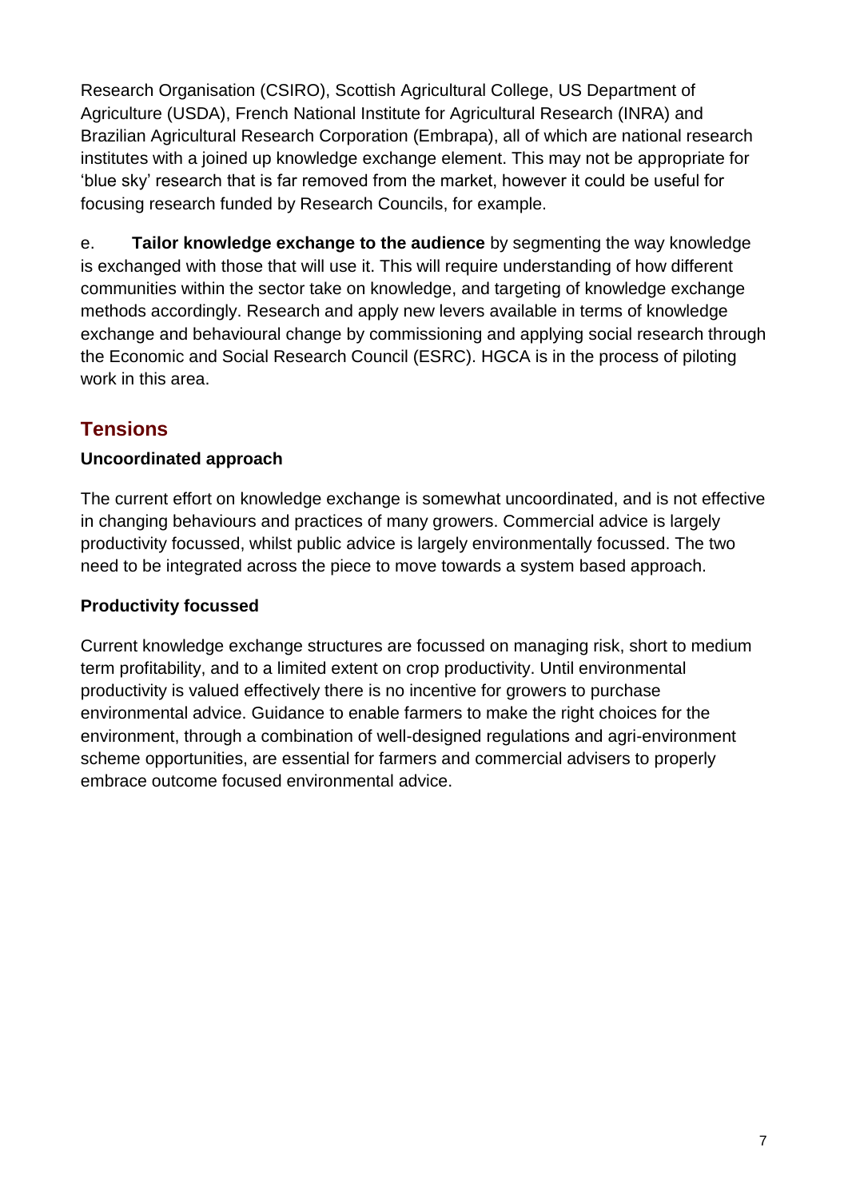Research Organisation (CSIRO), Scottish Agricultural College, US Department of Agriculture (USDA), French National Institute for Agricultural Research (INRA) and Brazilian Agricultural Research Corporation (Embrapa), all of which are national research institutes with a joined up knowledge exchange element. This may not be appropriate for 'blue sky' research that is far removed from the market, however it could be useful for focusing research funded by Research Councils, for example.

e. **Tailor knowledge exchange to the audience** by segmenting the way knowledge is exchanged with those that will use it. This will require understanding of how different communities within the sector take on knowledge, and targeting of knowledge exchange methods accordingly. Research and apply new levers available in terms of knowledge exchange and behavioural change by commissioning and applying social research through the Economic and Social Research Council (ESRC). HGCA is in the process of piloting work in this area.

## Tensions

### Uncoordinated approach

The current effort on knowledge exchange is somewhat uncoordinated, and is not effective in changing behaviours and practices of many growers. Commercial advice is largely productivity focussed, whilst public advice is largely environmentally focussed. The two need to be integrated across the piece to move towards a system based approach.

### Productivity focussed

Current knowledge exchange structures are focussed on managing risk, short to medium term profitability, and to a limited extent on crop productivity. Until environmental productivity is valued effectively there is no incentive for growers to purchase environmental advice. Guidance to enable farmers to make the right choices for the environment, through a combination of well-designed regulations and agri-environment scheme opportunities, are essential for farmers and commercial advisers to properly embrace outcome focused environmental advice.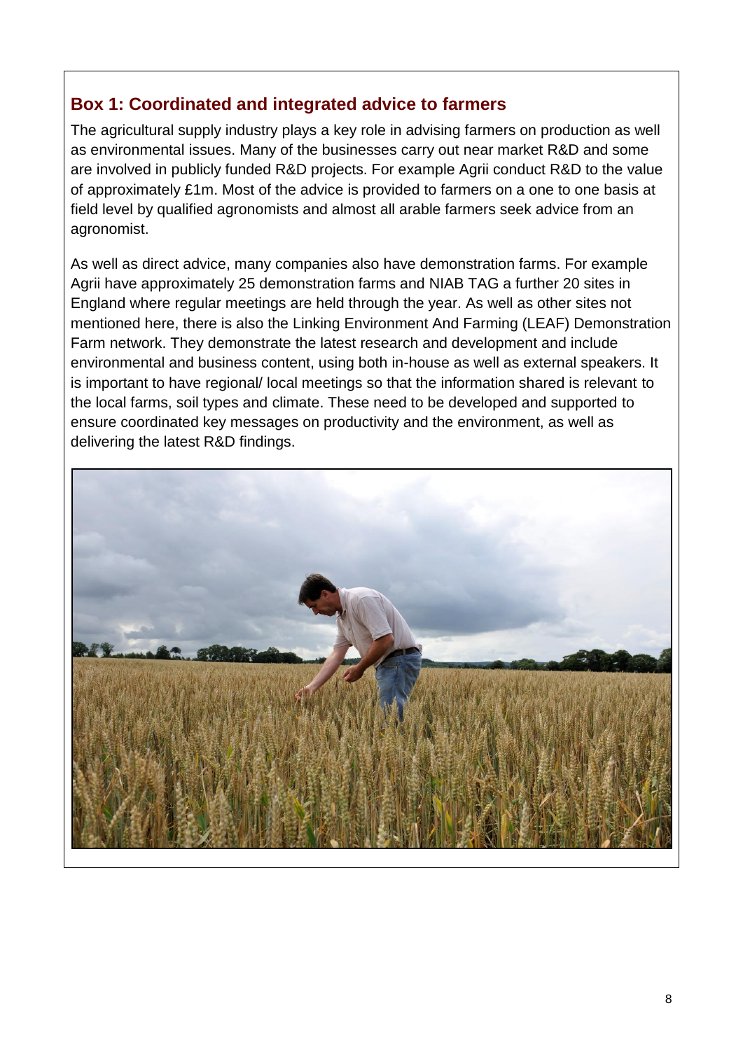### Box 1: Coordinated and integrated advice to farmers

The agricultural supply industry plays a key role in advising farmers on production as well as environmental issues. Many of the businesses carry out near market R&D and some are involved in publicly funded R&D projects. For example Agrii conduct R&D to the value of approximately £1m. Most of the advice is provided to farmers on a one to one basis at field level by qualified agronomists and almost all arable farmers seek advice from an agronomist.

As well as direct advice, many companies also have demonstration farms. For example Agrii have approximately 25 demonstration farms and NIAB TAG a further 20 sites in England where regular meetings are held through the year. As well as other sites not mentioned here, there is also the Linking Environment And Farming (LEAF) Demonstration Farm network. They demonstrate the latest research and development and include environmental and business content, using both in-house as well as external speakers. It is important to have regional/ local meetings so that the information shared is relevant to the local farms, soil types and climate. These need to be developed and supported to ensure coordinated key messages on productivity and the environment, as well as delivering the latest R&D findings.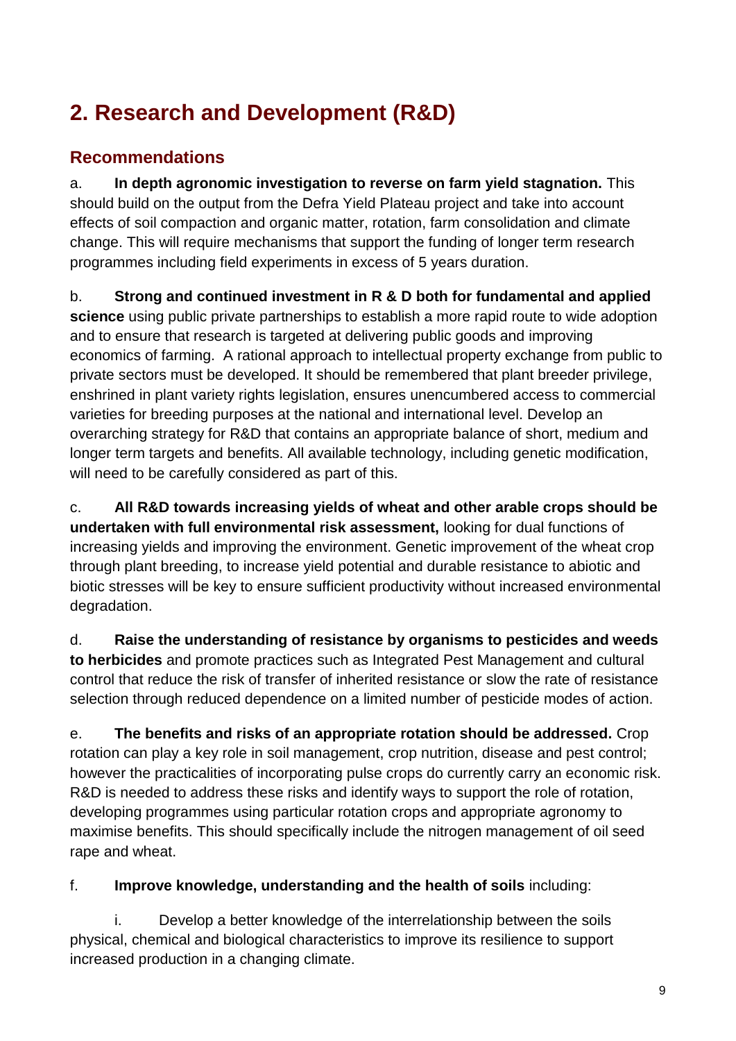## 2. Research and Development (R&D)

### Recommendations

a. **In depth agronomic investigation to reverse on farm yield stagnation.** This should build on the output from the Defra Yield Plateau project and take into account effects of soil compaction and organic matter, rotation, farm consolidation and climate change. This will require mechanisms that support the funding of longer term research programmes including field experiments in excess of 5 years duration.

b. **Strong and continued investment in R & D both for fundamental and applied science** using public private partnerships to establish a more rapid route to wide adoption and to ensure that research is targeted at delivering public goods and improving economics of farming. A rational approach to intellectual property exchange from public to private sectors must be developed. It should be remembered that plant breeder privilege, enshrined in plant variety rights legislation, ensures unencumbered access to commercial varieties for breeding purposes at the national and international level. Develop an overarching strategy for R&D that contains an appropriate balance of short, medium and longer term targets and benefits. All available technology, including genetic modification, will need to be carefully considered as part of this.

c. **All R&D towards increasing yields of wheat and other arable crops should be undertaken with full environmental risk assessment,** looking for dual functions of increasing yields and improving the environment. Genetic improvement of the wheat crop through plant breeding, to increase yield potential and durable resistance to abiotic and biotic stresses will be key to ensure sufficient productivity without increased environmental degradation.

d. **Raise the understanding of resistance by organisms to pesticides and weeds to herbicides** and promote practices such as Integrated Pest Management and cultural control that reduce the risk of transfer of inherited resistance or slow the rate of resistance selection through reduced dependence on a limited number of pesticide modes of action.

e. **The benefits and risks of an appropriate rotation should be addressed.** Crop rotation can play a key role in soil management, crop nutrition, disease and pest control; however the practicalities of incorporating pulse crops do currently carry an economic risk. R&D is needed to address these risks and identify ways to support the role of rotation, developing programmes using particular rotation crops and appropriate agronomy to maximise benefits. This should specifically include the nitrogen management of oil seed rape and wheat.

f. **Improve knowledge, understanding and the health of soils** including:

i. Develop a better knowledge of the interrelationship between the soils physical, chemical and biological characteristics to improve its resilience to support increased production in a changing climate.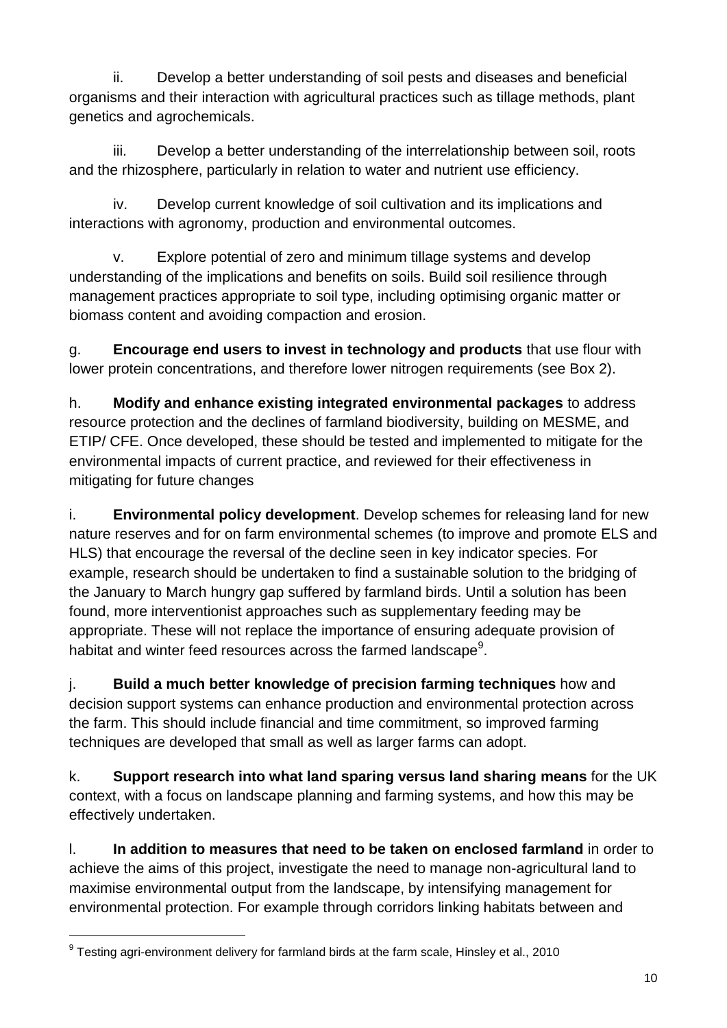ii. Develop a better understanding of soil pests and diseases and beneficial organisms and their interaction with agricultural practices such as tillage methods, plant genetics and agrochemicals.

iii. Develop a better understanding of the interrelationship between soil, roots and the rhizosphere, particularly in relation to water and nutrient use efficiency.

iv. Develop current knowledge of soil cultivation and its implications and interactions with agronomy, production and environmental outcomes.

v. Explore potential of zero and minimum tillage systems and develop understanding of the implications and benefits on soils. Build soil resilience through management practices appropriate to soil type, including optimising organic matter or biomass content and avoiding compaction and erosion.

g. **Encourage end users to invest in technology and products** that use flour with lower protein concentrations, and therefore lower nitrogen requirements (see Box 2).

h. **Modify and enhance existing integrated environmental packages** to address resource protection and the declines of farmland biodiversity, building on MESME, and ETIP/ CFE. Once developed, these should be tested and implemented to mitigate for the environmental impacts of current practice, and reviewed for their effectiveness in mitigating for future changes

i. **Environmental policy development**. Develop schemes for releasing land for new nature reserves and for on farm environmental schemes (to improve and promote ELS and HLS) that encourage the reversal of the decline seen in key indicator species. For example, research should be undertaken to find a sustainable solution to the bridging of the January to March hungry gap suffered by farmland birds. Until a solution has been found, more interventionist approaches such as supplementary feeding may be appropriate. These will not replace the importance of ensuring adequate provision of habitat and winter feed resources across the farmed landscape[9].

j. **Build a much better knowledge of precision farming techniques** how and decision support systems can enhance production and environmental protection across the farm. This should include financial and time commitment, so improved farming techniques are developed that small as well as larger farms can adopt.

k. **Support research into what land sparing versus land sharing means** for the UK context, with a focus on landscape planning and farming systems, and how this may be effectively undertaken.

l. **In addition to measures that need to be taken on enclosed farmland** in order to achieve the aims of this project, investigate the need to manage non-agricultural land to maximise environmental output from the landscape, by intensifying management for environmental protection. For example through corridors linking habitats between and

---

[9] Testing agri-environment delivery for farmland birds at the farm scale, Hinsley et al., 2010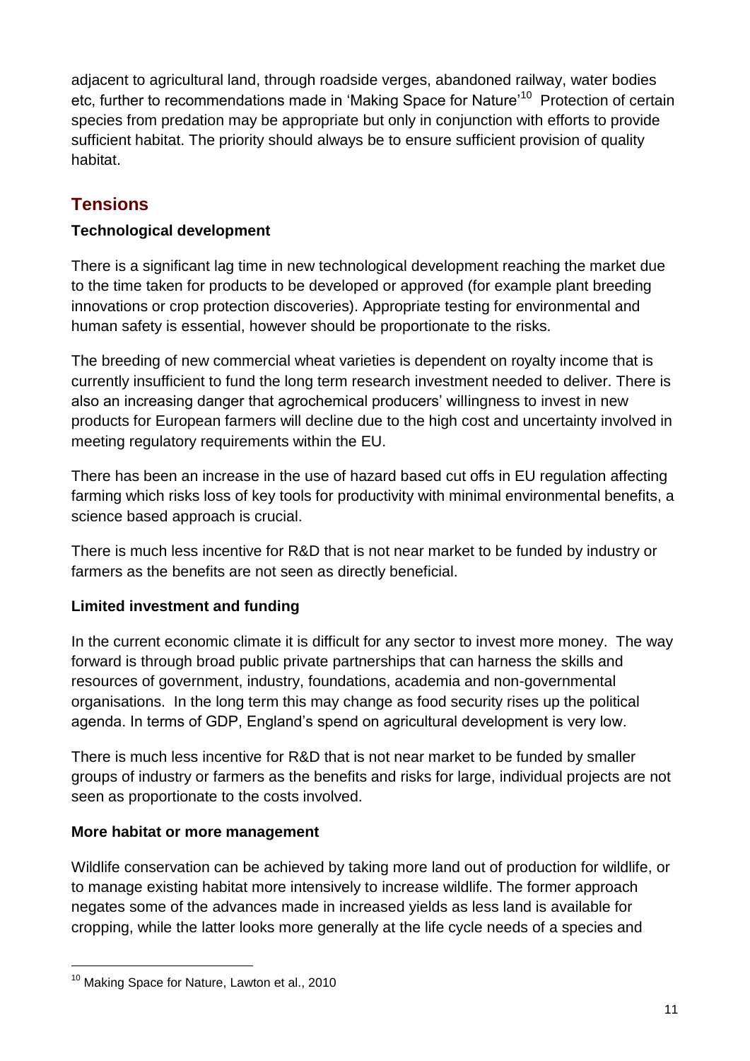adjacent to agricultural land, through roadside verges, abandoned railway, water bodies etc, further to recommendations made in 'Making Space for Nature'[10] Protection of certain species from predation may be appropriate but only in conjunction with efforts to provide sufficient habitat. The priority should always be to ensure sufficient provision of quality habitat.

## Tensions

**Technological development**

There is a significant lag time in new technological development reaching the market due to the time taken for products to be developed or approved (for example plant breeding innovations or crop protection discoveries). Appropriate testing for environmental and human safety is essential, however should be proportionate to the risks.

The breeding of new commercial wheat varieties is dependent on royalty income that is currently insufficient to fund the long term research investment needed to deliver. There is also an increasing danger that agrochemical producers' willingness to invest in new products for European farmers will decline due to the high cost and uncertainty involved in meeting regulatory requirements within the EU.

There has been an increase in the use of hazard based cut offs in EU regulation affecting farming which risks loss of key tools for productivity with minimal environmental benefits, a science based approach is crucial.

There is much less incentive for R&D that is not near market to be funded by industry or farmers as the benefits are not seen as directly beneficial.

**Limited investment and funding**

In the current economic climate it is difficult for any sector to invest more money. The way forward is through broad public private partnerships that can harness the skills and resources of government, industry, foundations, academia and non-governmental organisations. In the long term this may change as food security rises up the political agenda. In terms of GDP, England's spend on agricultural development is very low.

There is much less incentive for R&D that is not near market to be funded by smaller groups of industry or farmers as the benefits and risks for large, individual projects are not seen as proportionate to the costs involved.

**More habitat or more management**

Wildlife conservation can be achieved by taking more land out of production for wildlife, or to manage existing habitat more intensively to increase wildlife. The former approach negates some of the advances made in increased yields as less land is available for cropping, while the latter looks more generally at the life cycle needs of a species and

[10] Making Space for Nature, Lawton et al., 2010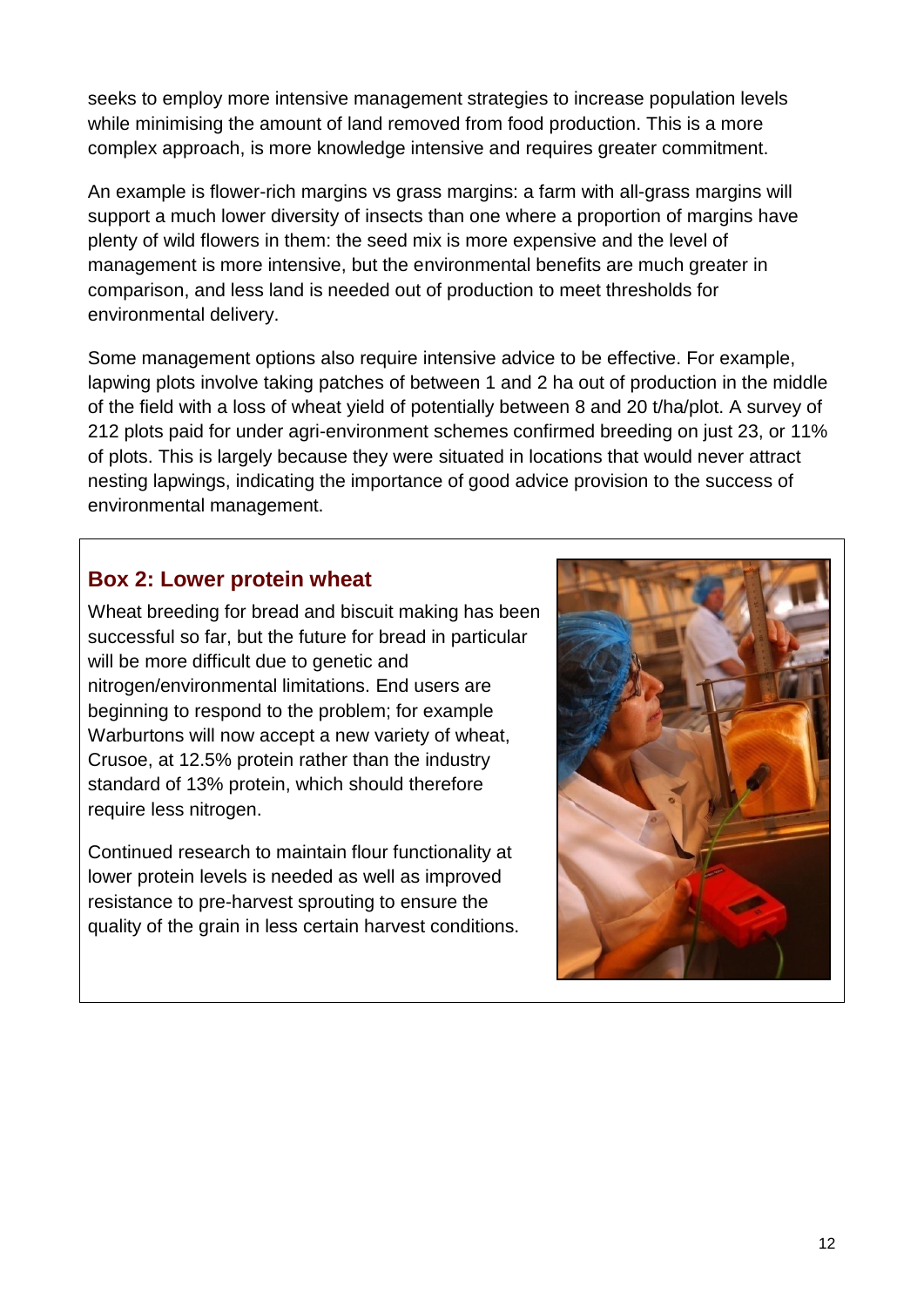seeks to employ more intensive management strategies to increase population levels while minimising the amount of land removed from food production. This is a more complex approach, is more knowledge intensive and requires greater commitment.

An example is flower-rich margins vs grass margins: a farm with all-grass margins will support a much lower diversity of insects than one where a proportion of margins have plenty of wild flowers in them: the seed mix is more expensive and the level of management is more intensive, but the environmental benefits are much greater in comparison, and less land is needed out of production to meet thresholds for environmental delivery.

Some management options also require intensive advice to be effective. For example, lapwing plots involve taking patches of between 1 and 2 ha out of production in the middle of the field with a loss of wheat yield of potentially between 8 and 20 t/ha/plot. A survey of 212 plots paid for under agri-environment schemes confirmed breeding on just 23, or 11% of plots. This is largely because they were situated in locations that would never attract nesting lapwings, indicating the importance of good advice provision to the success of environmental management.

### Box 2: Lower protein wheat

Wheat breeding for bread and biscuit making has been successful so far, but the future for bread in particular will be more difficult due to genetic and nitrogen/environmental limitations. End users are beginning to respond to the problem; for example Warburtons will now accept a new variety of wheat, Crusoe, at 12.5% protein rather than the industry standard of 13% protein, which should therefore require less nitrogen.

Continued research to maintain flour functionality at lower protein levels is needed as well as improved resistance to pre-harvest sprouting to ensure the quality of the grain in less certain harvest conditions.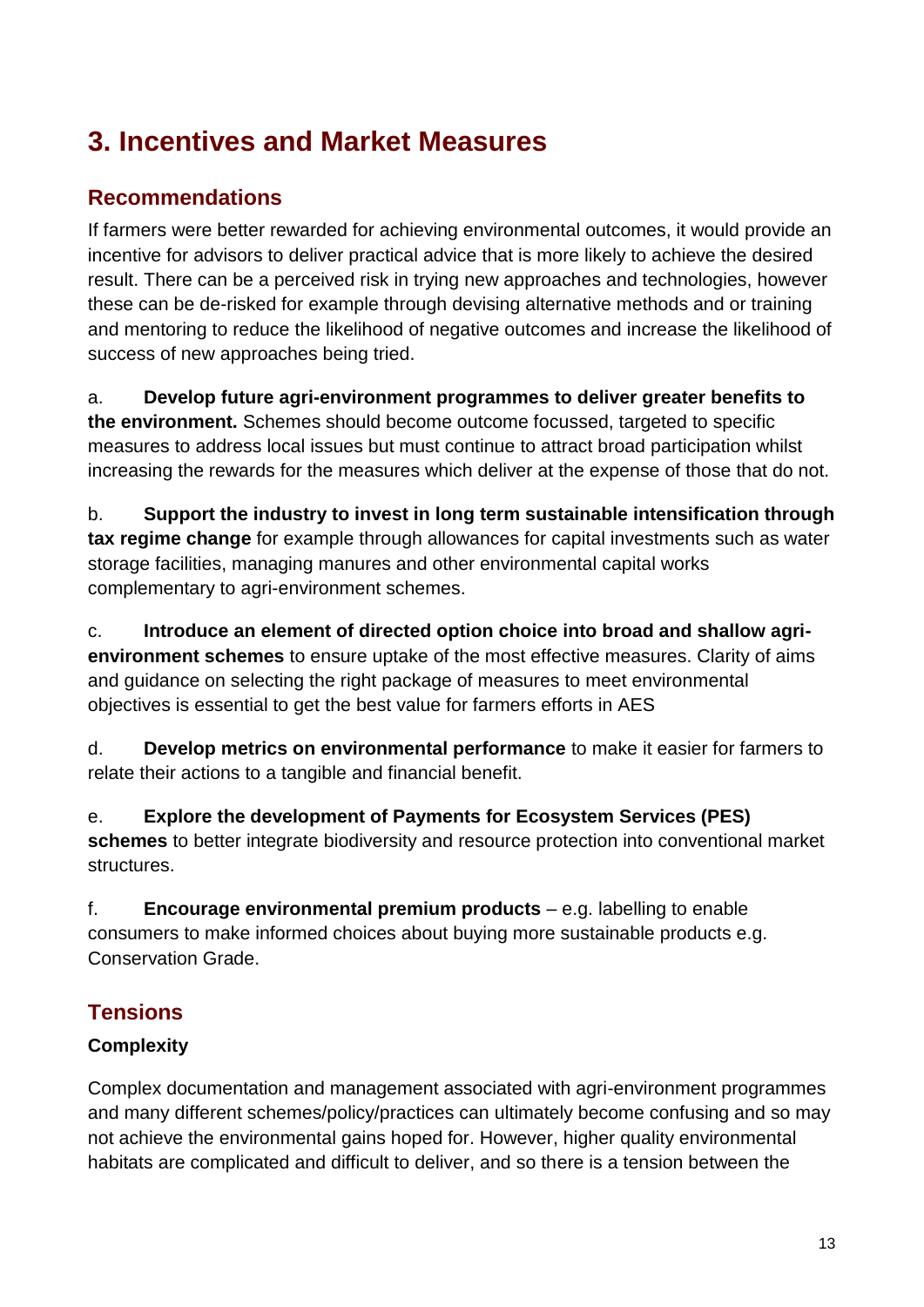# 3. Incentives and Market Measures

## Recommendations

If farmers were better rewarded for achieving environmental outcomes, it would provide an incentive for advisors to deliver practical advice that is more likely to achieve the desired result. There can be a perceived risk in trying new approaches and technologies, however these can be de-risked for example through devising alternative methods and or training and mentoring to reduce the likelihood of negative outcomes and increase the likelihood of success of new approaches being tried.

a. **Develop future agri-environment programmes to deliver greater benefits to the environment.** Schemes should become outcome focussed, targeted to specific measures to address local issues but must continue to attract broad participation whilst increasing the rewards for the measures which deliver at the expense of those that do not.

b. **Support the industry to invest in long term sustainable intensification through tax regime change** for example through allowances for capital investments such as water storage facilities, managing manures and other environmental capital works complementary to agri-environment schemes.

c. **Introduce an element of directed option choice into broad and shallow agri-environment schemes** to ensure uptake of the most effective measures. Clarity of aims and guidance on selecting the right package of measures to meet environmental objectives is essential to get the best value for farmers efforts in AES

d. **Develop metrics on environmental performance** to make it easier for farmers to relate their actions to a tangible and financial benefit.

e. **Explore the development of Payments for Ecosystem Services (PES) schemes** to better integrate biodiversity and resource protection into conventional market structures.

f. **Encourage environmental premium products** – e.g. labelling to enable consumers to make informed choices about buying more sustainable products e.g. Conservation Grade.

## Tensions

### Complexity

Complex documentation and management associated with agri-environment programmes and many different schemes/policy/practices can ultimately become confusing and so may not achieve the environmental gains hoped for. However, higher quality environmental habitats are complicated and difficult to deliver, and so there is a tension between the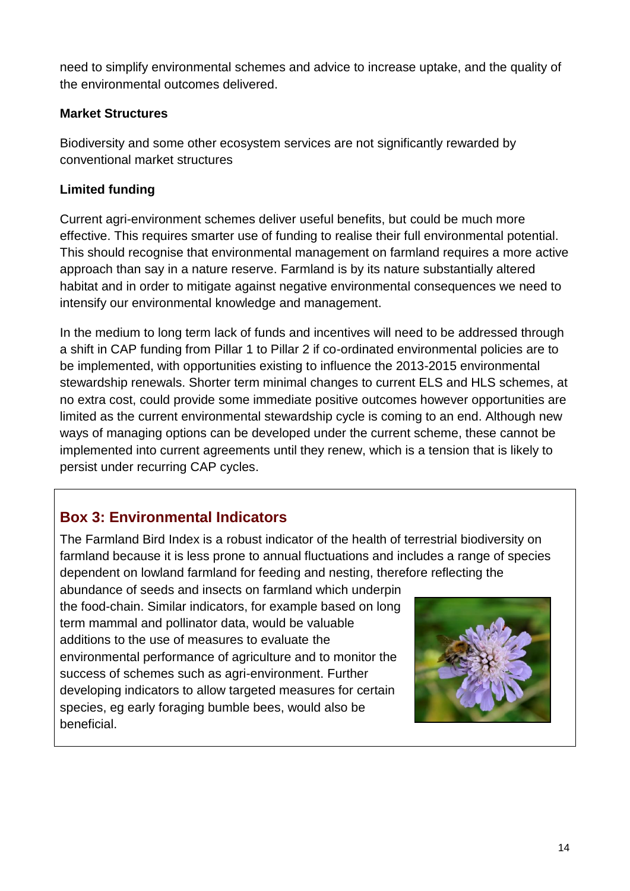need to simplify environmental schemes and advice to increase uptake, and the quality of the environmental outcomes delivered.

**Market Structures**

Biodiversity and some other ecosystem services are not significantly rewarded by conventional market structures

**Limited funding**

Current agri-environment schemes deliver useful benefits, but could be much more effective. This requires smarter use of funding to realise their full environmental potential. This should recognise that environmental management on farmland requires a more active approach than say in a nature reserve. Farmland is by its nature substantially altered habitat and in order to mitigate against negative environmental consequences we need to intensify our environmental knowledge and management.

In the medium to long term lack of funds and incentives will need to be addressed through a shift in CAP funding from Pillar 1 to Pillar 2 if co-ordinated environmental policies are to be implemented, with opportunities existing to influence the 2013-2015 environmental stewardship renewals. Shorter term minimal changes to current ELS and HLS schemes, at no extra cost, could provide some immediate positive outcomes however opportunities are limited as the current environmental stewardship cycle is coming to an end. Although new ways of managing options can be developed under the current scheme, these cannot be implemented into current agreements until they renew, which is a tension that is likely to persist under recurring CAP cycles.

## Box 3: Environmental Indicators

The Farmland Bird Index is a robust indicator of the health of terrestrial biodiversity on farmland because it is less prone to annual fluctuations and includes a range of species dependent on lowland farmland for feeding and nesting, therefore reflecting the abundance of seeds and insects on farmland which underpin the food-chain. Similar indicators, for example based on long term mammal and pollinator data, would be valuable additions to the use of measures to evaluate the environmental performance of agriculture and to monitor the success of schemes such as agri-environment. Further developing indicators to allow targeted measures for certain species, eg early foraging bumble bees, would also be beneficial.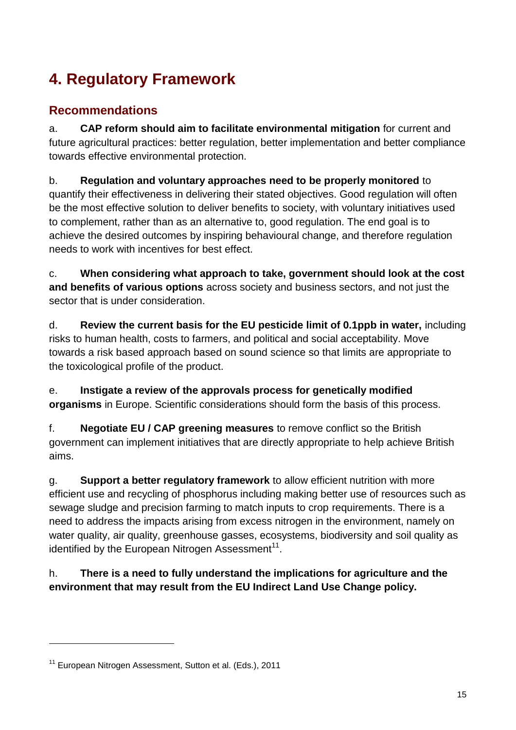# 4. Regulatory Framework

## Recommendations

a. **CAP reform should aim to facilitate environmental mitigation** for current and future agricultural practices: better regulation, better implementation and better compliance towards effective environmental protection.

b. **Regulation and voluntary approaches need to be properly monitored** to quantify their effectiveness in delivering their stated objectives. Good regulation will often be the most effective solution to deliver benefits to society, with voluntary initiatives used to complement, rather than as an alternative to, good regulation. The end goal is to achieve the desired outcomes by inspiring behavioural change, and therefore regulation needs to work with incentives for best effect.

c. **When considering what approach to take, government should look at the cost and benefits of various options** across society and business sectors, and not just the sector that is under consideration.

d. **Review the current basis for the EU pesticide limit of 0.1ppb in water,** including risks to human health, costs to farmers, and political and social acceptability. Move towards a risk based approach based on sound science so that limits are appropriate to the toxicological profile of the product.

e. **Instigate a review of the approvals process for genetically modified organisms** in Europe. Scientific considerations should form the basis of this process.

f. **Negotiate EU / CAP greening measures** to remove conflict so the British government can implement initiatives that are directly appropriate to help achieve British aims.

g. **Support a better regulatory framework** to allow efficient nutrition with more efficient use and recycling of phosphorus including making better use of resources such as sewage sludge and precision farming to match inputs to crop requirements. There is a need to address the impacts arising from excess nitrogen in the environment, namely on water quality, air quality, greenhouse gasses, ecosystems, biodiversity and soil quality as identified by the European Nitrogen Assessment[11].

h. **There is a need to fully understand the implications for agriculture and the environment that may result from the EU Indirect Land Use Change policy.**

---

[11] European Nitrogen Assessment, Sutton et al. (Eds.), 2011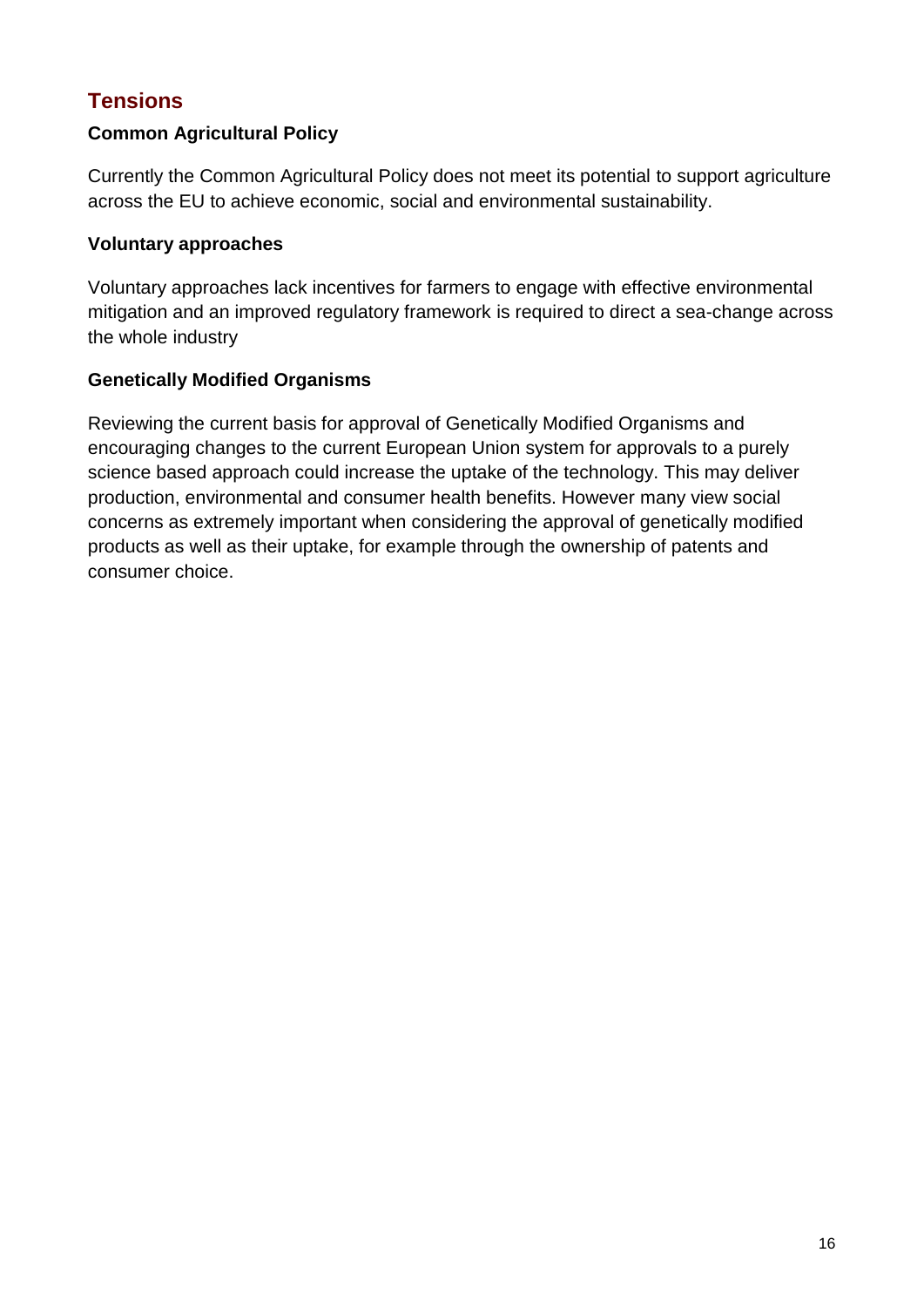## Tensions

### Common Agricultural Policy

Currently the Common Agricultural Policy does not meet its potential to support agriculture across the EU to achieve economic, social and environmental sustainability.

### Voluntary approaches

Voluntary approaches lack incentives for farmers to engage with effective environmental mitigation and an improved regulatory framework is required to direct a sea-change across the whole industry

### Genetically Modified Organisms

Reviewing the current basis for approval of Genetically Modified Organisms and encouraging changes to the current European Union system for approvals to a purely science based approach could increase the uptake of the technology. This may deliver production, environmental and consumer health benefits. However many view social concerns as extremely important when considering the approval of genetically modified products as well as their uptake, for example through the ownership of patents and consumer choice.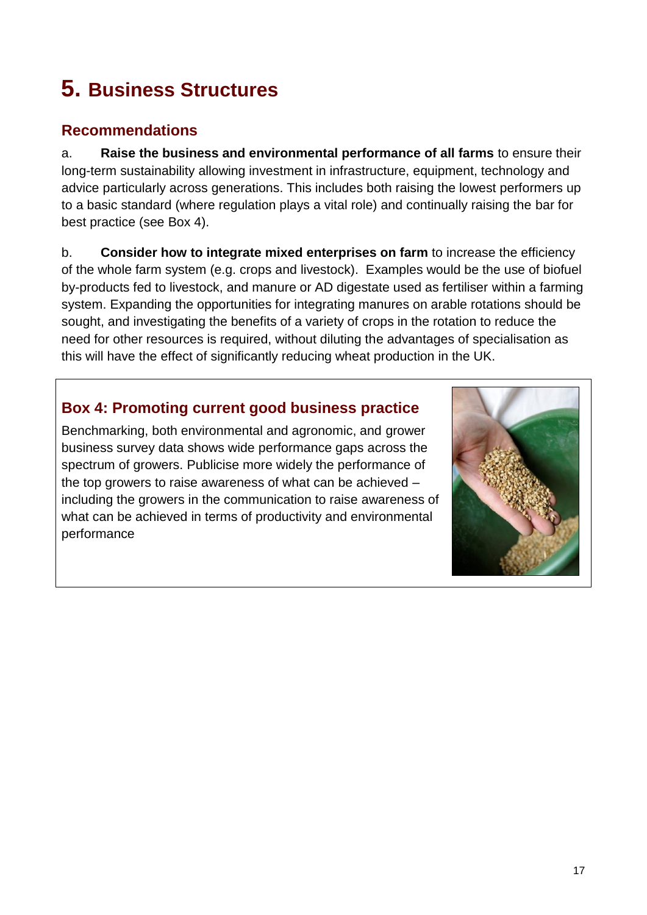# 5. Business Structures

## Recommendations

a. **Raise the business and environmental performance of all farms** to ensure their long-term sustainability allowing investment in infrastructure, equipment, technology and advice particularly across generations. This includes both raising the lowest performers up to a basic standard (where regulation plays a vital role) and continually raising the bar for best practice (see Box 4).

b. **Consider how to integrate mixed enterprises on farm** to increase the efficiency of the whole farm system (e.g. crops and livestock). Examples would be the use of biofuel by-products fed to livestock, and manure or AD digestate used as fertiliser within a farming system. Expanding the opportunities for integrating manures on arable rotations should be sought, and investigating the benefits of a variety of crops in the rotation to reduce the need for other resources is required, without diluting the advantages of specialisation as this will have the effect of significantly reducing wheat production in the UK.

### Box 4: Promoting current good business practice

Benchmarking, both environmental and agronomic, and grower business survey data shows wide performance gaps across the spectrum of growers. Publicise more widely the performance of the top growers to raise awareness of what can be achieved – including the growers in the communication to raise awareness of what can be achieved in terms of productivity and environmental performance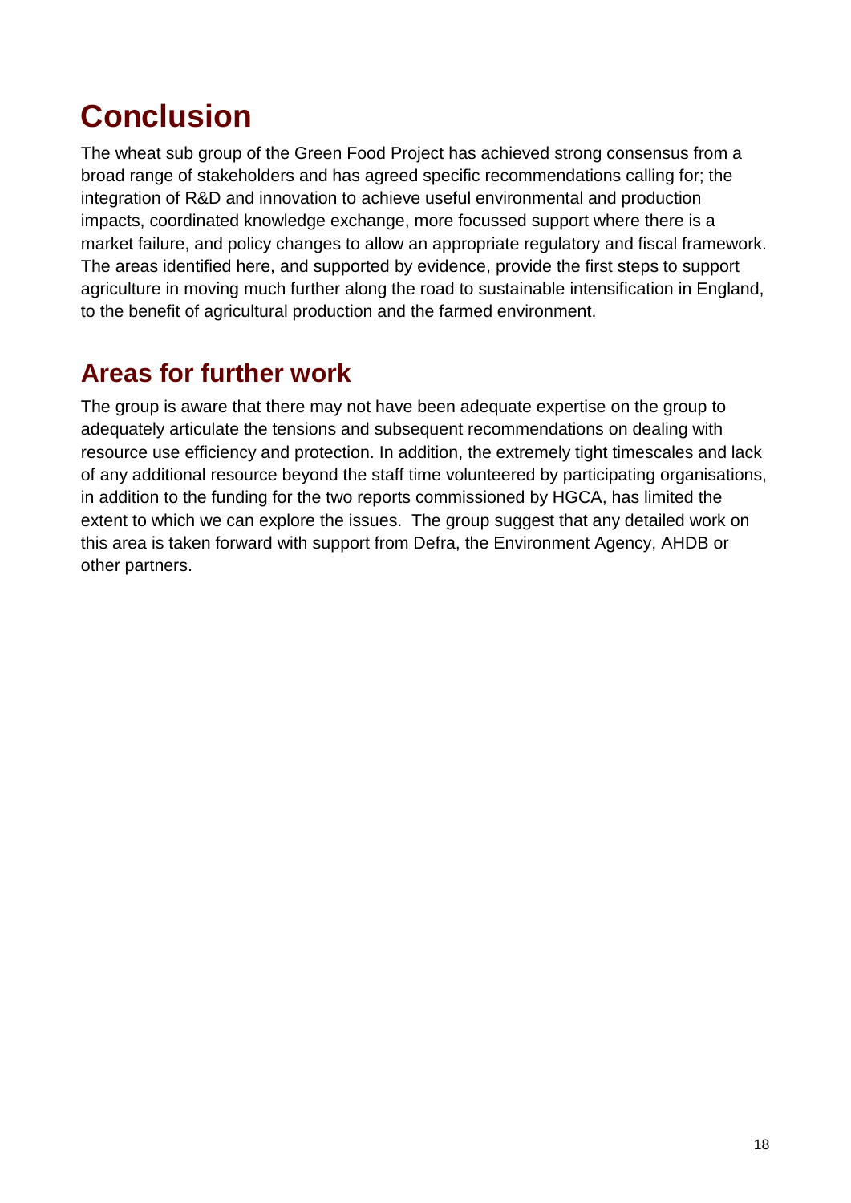# Conclusion

The wheat sub group of the Green Food Project has achieved strong consensus from a broad range of stakeholders and has agreed specific recommendations calling for; the integration of R&D and innovation to achieve useful environmental and production impacts, coordinated knowledge exchange, more focussed support where there is a market failure, and policy changes to allow an appropriate regulatory and fiscal framework. The areas identified here, and supported by evidence, provide the first steps to support agriculture in moving much further along the road to sustainable intensification in England, to the benefit of agricultural production and the farmed environment.

## Areas for further work

The group is aware that there may not have been adequate expertise on the group to adequately articulate the tensions and subsequent recommendations on dealing with resource use efficiency and protection. In addition, the extremely tight timescales and lack of any additional resource beyond the staff time volunteered by participating organisations, in addition to the funding for the two reports commissioned by HGCA, has limited the extent to which we can explore the issues. The group suggest that any detailed work on this area is taken forward with support from Defra, the Environment Agency, AHDB or other partners.